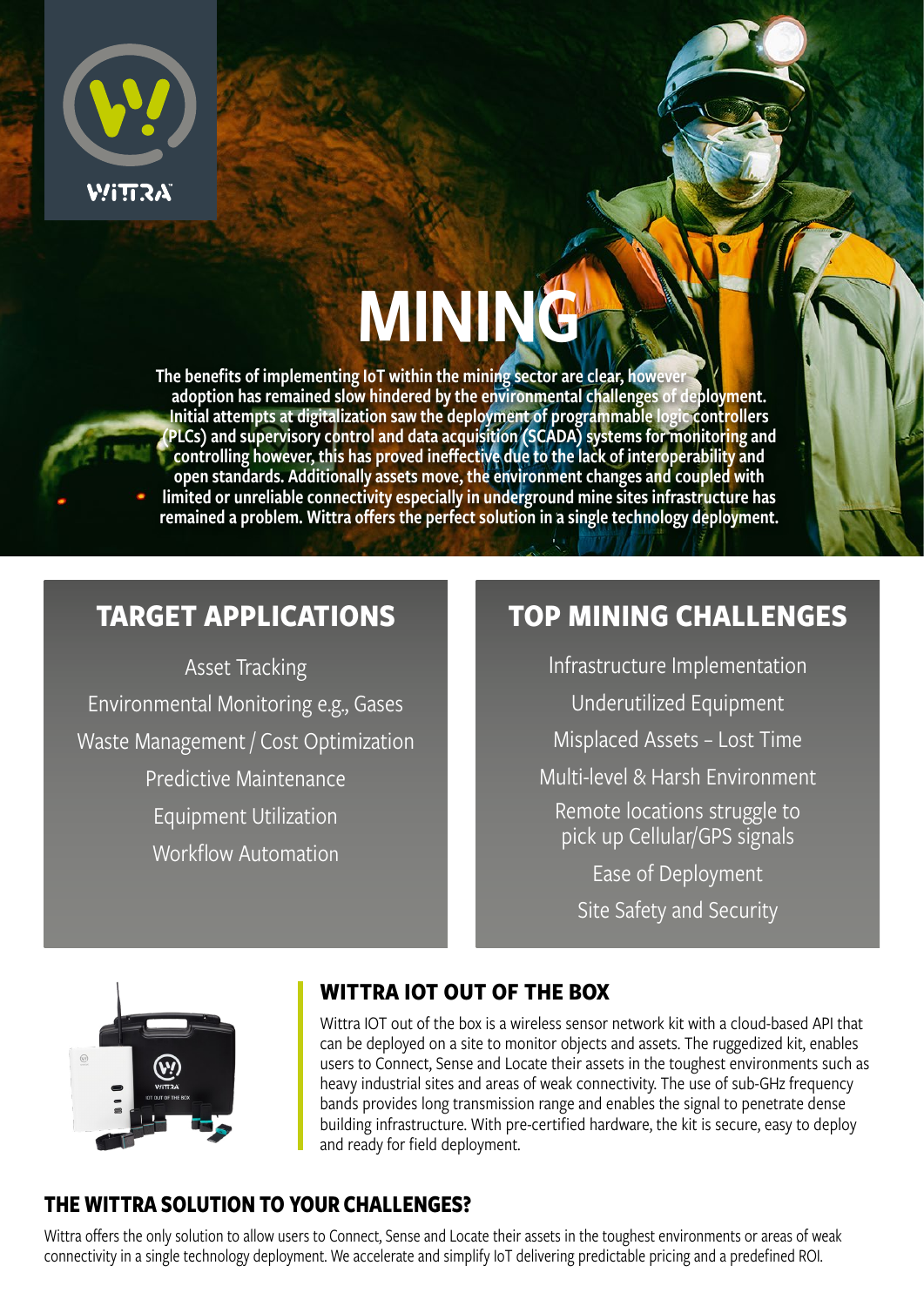# MINING

**The benefits of implementing IoT within the mining sector are clear, however adoption has remained slow hindered by the environmental challenges of deployment. Initial attempts at digitalization saw the deployment of programmable logic controllers (PLCs) and supervisory control and data acquisition (SCADA) systems for monitoring and controlling however, this has proved ineffective due to the lack of interoperability and open standards. Additionally assets move, the environment changes and coupled with limited or unreliable connectivity especially in underground mine sites infrastructure has remained a problem. Wittra offers the perfect solution in a single technology deployment.**

## TARGET APPLICATIONS

- Asset Tracking
- Environmental Monitoring e.g., Gases
- Waste Management / Cost Optimization
- Predictive Maintenance
- Equipment Utilization
- Workflow Automation

## TOP MINING CHALLENGES

- Infrastructure Implementation
- Underutilized Equipment
- Misplaced Assets – Lost Time
- Multi-level & Harsh Environment
- Remote locations struggle to pick up Cellular/GPS signals
- Ease of Deployment
- Site Safety and Security

## WITTRA IOT OUT OF THE BOX

Wittra IOT out of the box is a wireless sensor network kit with a cloud-based API that can be deployed on a site to monitor objects and assets. The ruggedized kit, enables users to Connect, Sense and Locate their assets in the toughest environments such as heavy industrial sites and areas of weak connectivity. The use of sub-GHz frequency bands provides long transmission range and enables the signal to penetrate dense building infrastructure. With pre-certified hardware, the kit is secure, easy to deploy and ready for field deployment.

## THE WITTRA SOLUTION TO YOUR CHALLENGES?

Wittra offers the only solution to allow users to Connect, Sense and Locate their assets in the toughest environments or areas of weak connectivity in a single technology deployment. We accelerate and simplify IoT delivering predictable pricing and a predefined ROI.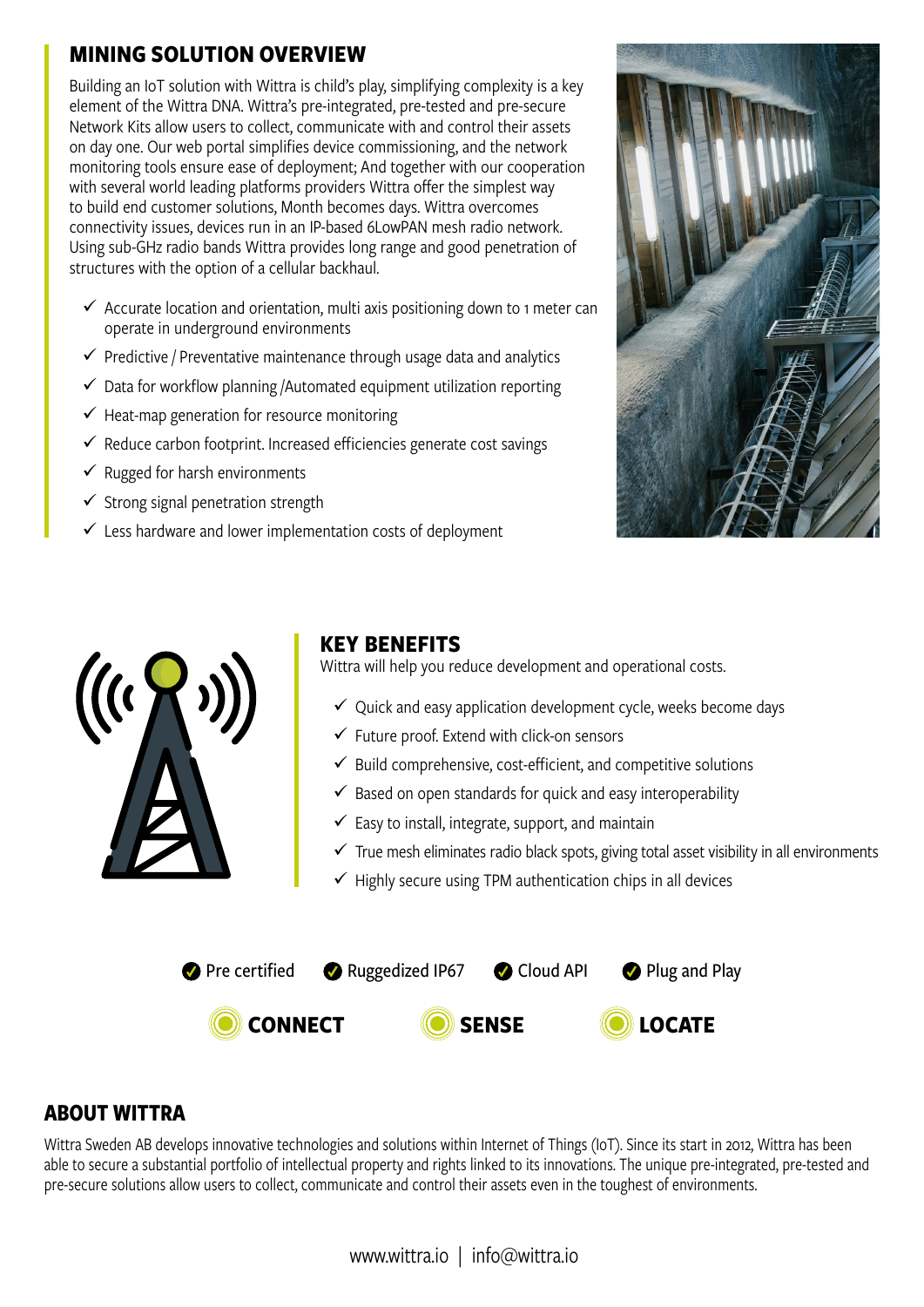## MINING SOLUTION OVERVIEW

Building an IoT solution with Wittra is child's play, simplifying complexity is a key element of the Wittra DNA. Wittra's pre-integrated, pre-tested and pre-secure Network Kits allow users to collect, communicate with and control their assets on day one. Our web portal simplifies device commissioning, and the network monitoring tools ensure ease of deployment; And together with our cooperation with several world leading platforms providers Wittra offer the simplest way to build end customer solutions, Month becomes days. Wittra overcomes connectivity issues, devices run in an IP-based 6LowPAN mesh radio network. Using sub-GHz radio bands Wittra provides long range and good penetration of structures with the option of a cellular backhaul.

- ✓ Accurate location and orientation, multi axis positioning down to 1 meter can operate in underground environments
- ✓ Predictive / Preventative maintenance through usage data and analytics
- ✓ Data for workflow planning /Automated equipment utilization reporting
- ✓ Heat-map generation for resource monitoring
- ✓ Reduce carbon footprint. Increased efficiencies generate cost savings
- ✓ Rugged for harsh environments
- ✓ Strong signal penetration strength
- ✓ Less hardware and lower implementation costs of deployment

## KEY BENEFITS

Wittra will help you reduce development and operational costs.

- ✓ Quick and easy application development cycle, weeks become days
- ✓ Future proof. Extend with click-on sensors
- ✓ Build comprehensive, cost-efficient, and competitive solutions
- ✓ Based on open standards for quick and easy interoperability
- ✓ Easy to install, integrate, support, and maintain
- ✓ True mesh eliminates radio black spots, giving total asset visibility in all environments
- ✓ Highly secure using TPM authentication chips in all devices

✓ Pre certified ✓ Ruggedized IP67 ✓ Cloud API ✓ Plug and Play

**CONNECT** **SENSE** **LOCATE**

## ABOUT WITTRA

Wittra Sweden AB develops innovative technologies and solutions within Internet of Things (IoT). Since its start in 2012, Wittra has been able to secure a substantial portfolio of intellectual property and rights linked to its innovations. The unique pre-integrated, pre-tested and pre-secure solutions allow users to collect, communicate and control their assets even in the toughest of environments.

www.wittra.io | info@wittra.io